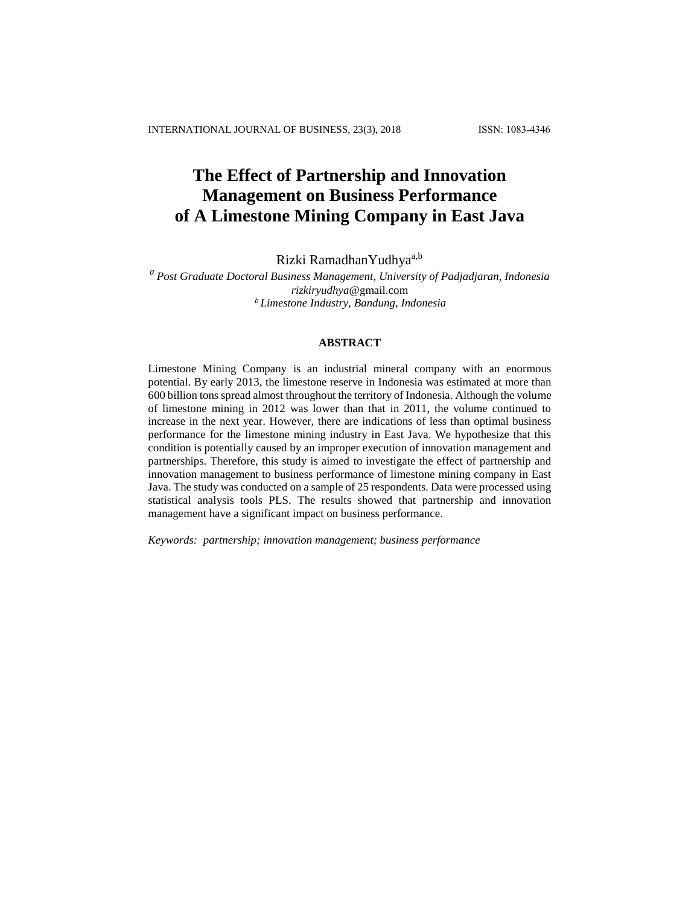# The Effect of Partnership and Innovation Management on Business Performance of A Limestone Mining Company in East Java

Rizki RamadhanYudhya[a,b]

[a] *Post Graduate Doctoral Business Management, University of Padjadjaran, Indonesia*
*rizkiryudhya*@gmail.com
[b] *Limestone Industry, Bandung, Indonesia*

## ABSTRACT

Limestone Mining Company is an industrial mineral company with an enormous potential. By early 2013, the limestone reserve in Indonesia was estimated at more than 600 billion tons spread almost throughout the territory of Indonesia. Although the volume of limestone mining in 2012 was lower than that in 2011, the volume continued to increase in the next year. However, there are indications of less than optimal business performance for the limestone mining industry in East Java. We hypothesize that this condition is potentially caused by an improper execution of innovation management and partnerships. Therefore, this study is aimed to investigate the effect of partnership and innovation management to business performance of limestone mining company in East Java. The study was conducted on a sample of 25 respondents. Data were processed using statistical analysis tools PLS. The results showed that partnership and innovation management have a significant impact on business performance.

*Keywords: partnership; innovation management; business performance*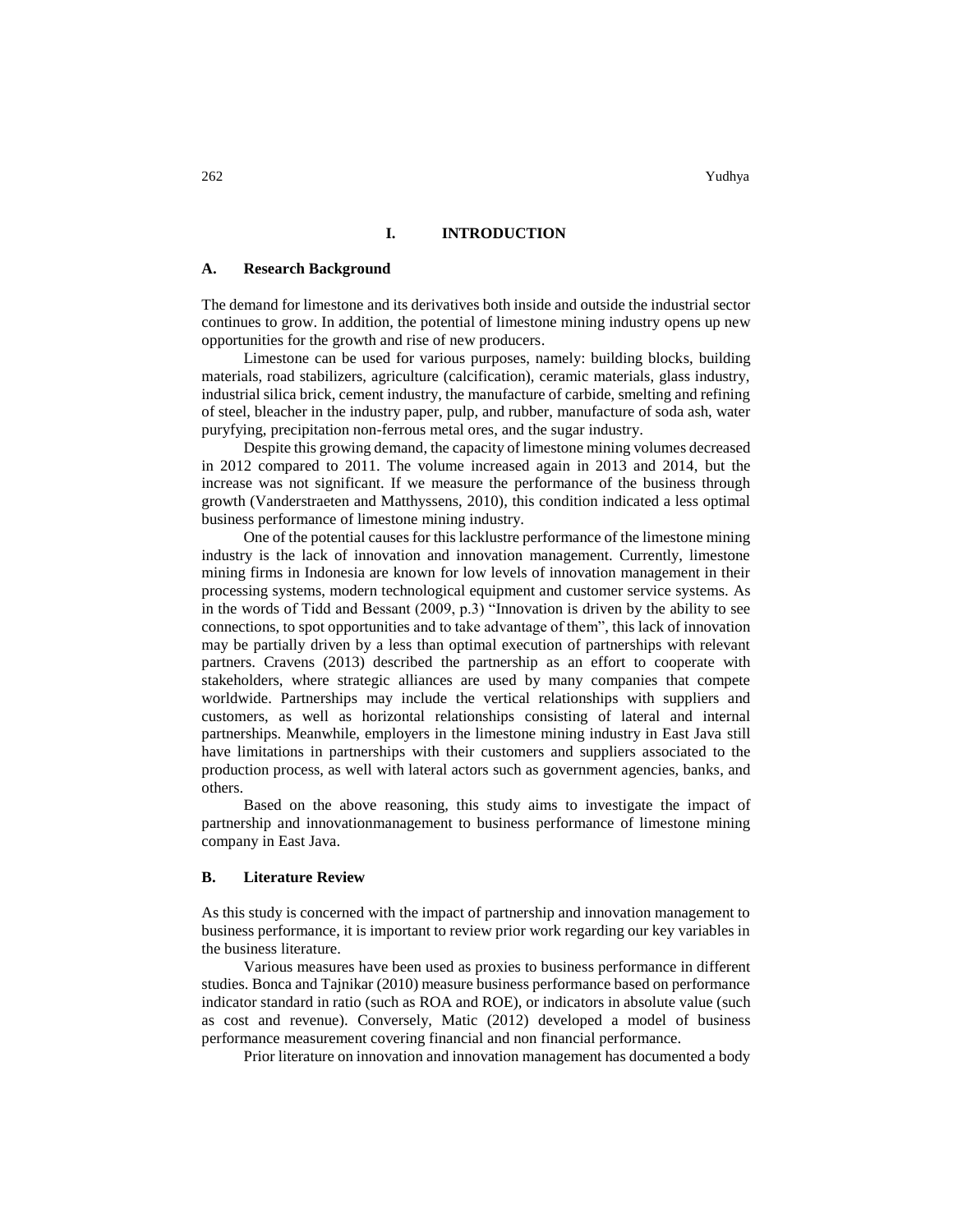# I. INTRODUCTION

## A. Research Background

The demand for limestone and its derivatives both inside and outside the industrial sector continues to grow. In addition, the potential of limestone mining industry opens up new opportunities for the growth and rise of new producers.

Limestone can be used for various purposes, namely: building blocks, building materials, road stabilizers, agriculture (calcification), ceramic materials, glass industry, industrial silica brick, cement industry, the manufacture of carbide, smelting and refining of steel, bleacher in the industry paper, pulp, and rubber, manufacture of soda ash, water puryfying, precipitation non-ferrous metal ores, and the sugar industry.

Despite this growing demand, the capacity of limestone mining volumes decreased in 2012 compared to 2011. The volume increased again in 2013 and 2014, but the increase was not significant. If we measure the performance of the business through growth (Vanderstraeten and Matthyssens, 2010), this condition indicated a less optimal business performance of limestone mining industry.

One of the potential causes for this lacklustre performance of the limestone mining industry is the lack of innovation and innovation management. Currently, limestone mining firms in Indonesia are known for low levels of innovation management in their processing systems, modern technological equipment and customer service systems. As in the words of Tidd and Bessant (2009, p.3) "Innovation is driven by the ability to see connections, to spot opportunities and to take advantage of them", this lack of innovation may be partially driven by a less than optimal execution of partnerships with relevant partners. Cravens (2013) described the partnership as an effort to cooperate with stakeholders, where strategic alliances are used by many companies that compete worldwide. Partnerships may include the vertical relationships with suppliers and customers, as well as horizontal relationships consisting of lateral and internal partnerships. Meanwhile, employers in the limestone mining industry in East Java still have limitations in partnerships with their customers and suppliers associated to the production process, as well with lateral actors such as government agencies, banks, and others.

Based on the above reasoning, this study aims to investigate the impact of partnership and innovationmanagement to business performance of limestone mining company in East Java.

## B. Literature Review

As this study is concerned with the impact of partnership and innovation management to business performance, it is important to review prior work regarding our key variables in the business literature.

Various measures have been used as proxies to business performance in different studies. Bonca and Tajnikar (2010) measure business performance based on performance indicator standard in ratio (such as ROA and ROE), or indicators in absolute value (such as cost and revenue). Conversely, Matic (2012) developed a model of business performance measurement covering financial and non financial performance.

Prior literature on innovation and innovation management has documented a body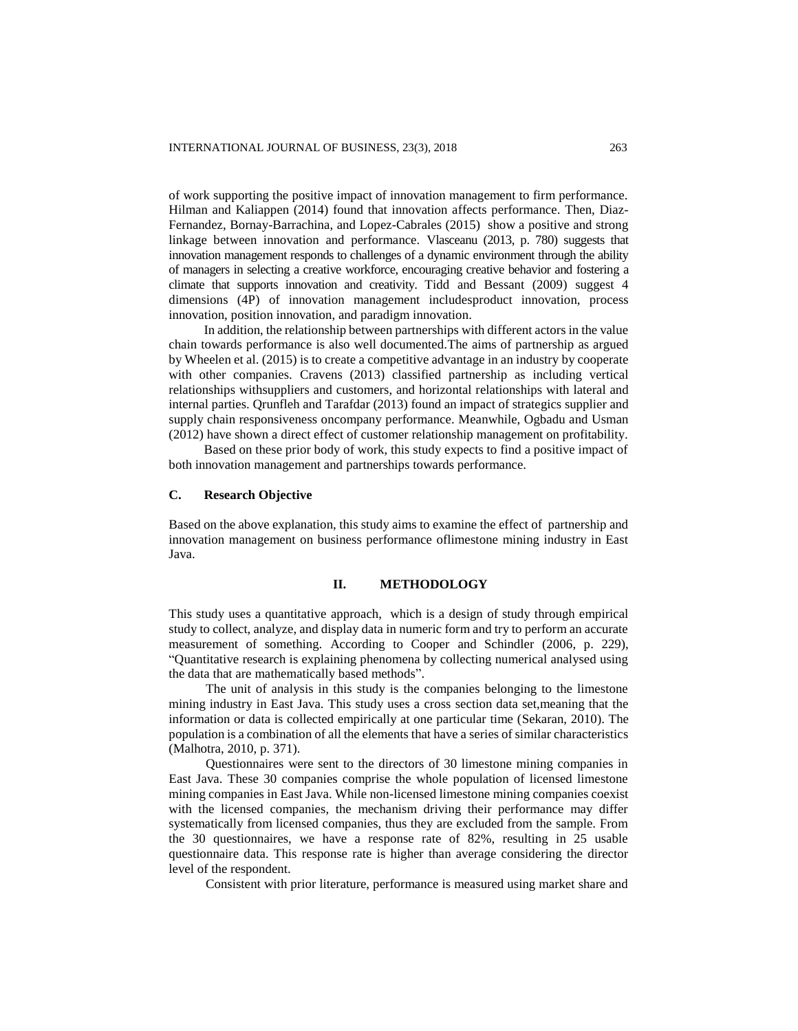of work supporting the positive impact of innovation management to firm performance. Hilman and Kaliappen (2014) found that innovation affects performance. Then, Diaz-Fernandez, Bornay-Barrachina, and Lopez-Cabrales (2015) show a positive and strong linkage between innovation and performance. Vlasceanu (2013, p. 780) suggests that innovation management responds to challenges of a dynamic environment through the ability of managers in selecting a creative workforce, encouraging creative behavior and fostering a climate that supports innovation and creativity. Tidd and Bessant (2009) suggest 4 dimensions (4P) of innovation management includesproduct innovation, process innovation, position innovation, and paradigm innovation.

In addition, the relationship between partnerships with different actors in the value chain towards performance is also well documented.The aims of partnership as argued by Wheelen et al. (2015) is to create a competitive advantage in an industry by cooperate with other companies. Cravens (2013) classified partnership as including vertical relationships withsuppliers and customers, and horizontal relationships with lateral and internal parties. Qrunfleh and Tarafdar (2013) found an impact of strategics supplier and supply chain responsiveness oncompany performance. Meanwhile, Ogbadu and Usman (2012) have shown a direct effect of customer relationship management on profitability.

Based on these prior body of work, this study expects to find a positive impact of both innovation management and partnerships towards performance.

### C. Research Objective

Based on the above explanation, this study aims to examine the effect of partnership and innovation management on business performance oflimestone mining industry in East Java.

## II. METHODOLOGY

This study uses a quantitative approach, which is a design of study through empirical study to collect, analyze, and display data in numeric form and try to perform an accurate measurement of something. According to Cooper and Schindler (2006, p. 229), "Quantitative research is explaining phenomena by collecting numerical analysed using the data that are mathematically based methods".

The unit of analysis in this study is the companies belonging to the limestone mining industry in East Java. This study uses a cross section data set,meaning that the information or data is collected empirically at one particular time (Sekaran, 2010). The population is a combination of all the elements that have a series of similar characteristics (Malhotra, 2010, p. 371).

Questionnaires were sent to the directors of 30 limestone mining companies in East Java. These 30 companies comprise the whole population of licensed limestone mining companies in East Java. While non-licensed limestone mining companies coexist with the licensed companies, the mechanism driving their performance may differ systematically from licensed companies, thus they are excluded from the sample. From the 30 questionnaires, we have a response rate of 82%, resulting in 25 usable questionnaire data. This response rate is higher than average considering the director level of the respondent.

Consistent with prior literature, performance is measured using market share and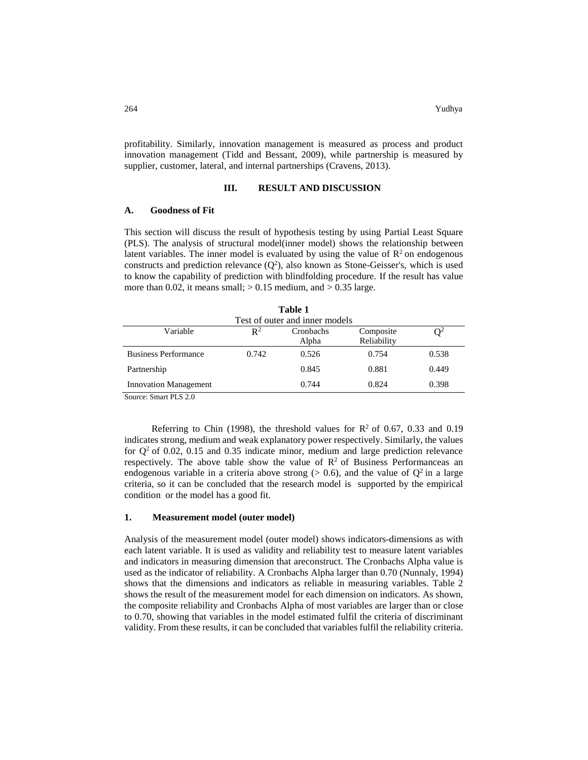profitability. Similarly, innovation management is measured as process and product innovation management (Tidd and Bessant, 2009), while partnership is measured by supplier, customer, lateral, and internal partnerships (Cravens, 2013).

## III. RESULT AND DISCUSSION

### A. Goodness of Fit

This section will discuss the result of hypothesis testing by using Partial Least Square (PLS). The analysis of structural model(inner model) shows the relationship between latent variables. The inner model is evaluated by using the value of $R^2$ on endogenous constructs and prediction relevance ($Q^2$), also known as Stone-Geisser's, which is used to know the capability of prediction with blindfolding procedure. If the result has value more than 0.02, it means small; > 0.15 medium, and > 0.35 large.

**Table 1**

Test of outer and inner models

| Variable | $R^2$ | Cronbachs Alpha | Composite Reliability | $Q^2$ |
|---|---|---|---|---|
| Business Performance | 0.742 | 0.526 | 0.754 | 0.538 |
| Partnership | | 0.845 | 0.881 | 0.449 |
| Innovation Management | | 0.744 | 0.824 | 0.398 |

Source: Smart PLS 2.0

Referring to Chin (1998), the threshold values for $R^2$ of 0.67, 0.33 and 0.19 indicates strong, medium and weak explanatory power respectively. Similarly, the values for $Q^2$ of 0.02, 0.15 and 0.35 indicate minor, medium and large prediction relevance respectively. The above table show the value of $R^2$ of Business Performanceas an endogenous variable in a criteria above strong (> 0.6), and the value of $Q^2$ in a large criteria, so it can be concluded that the research model is supported by the empirical condition or the model has a good fit.

### 1. Measurement model (outer model)

Analysis of the measurement model (outer model) shows indicators-dimensions as with each latent variable. It is used as validity and reliability test to measure latent variables and indicators in measuring dimension that areconstruct. The Cronbachs Alpha value is used as the indicator of reliability. A Cronbachs Alpha larger than 0.70 (Nunnaly, 1994) shows that the dimensions and indicators as reliable in measuring variables. Table 2 shows the result of the measurement model for each dimension on indicators. As shown, the composite reliability and Cronbachs Alpha of most variables are larger than or close to 0.70, showing that variables in the model estimated fulfil the criteria of discriminant validity. From these results, it can be concluded that variables fulfil the reliability criteria.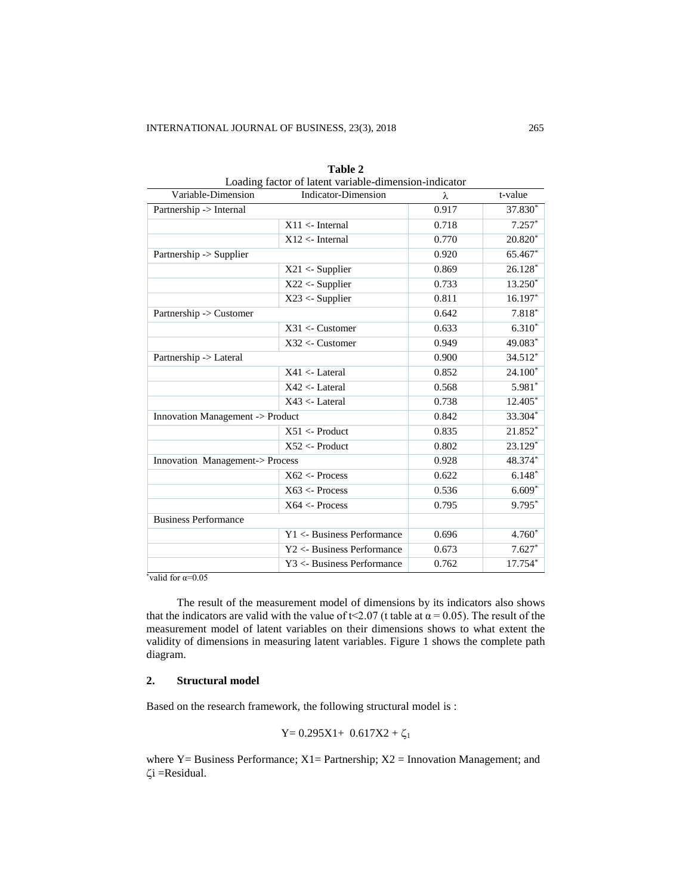**Table 2**

Loading factor of latent variable-dimension-indicator

| Variable-Dimension | Indicator-Dimension | λ | t-value |
|---|---|---|---|
| Partnership -> Internal | | 0.917 | 37.830* |
| | X11 <- Internal | 0.718 | 7.257* |
| | X12 <- Internal | 0.770 | 20.820* |
| Partnership -> Supplier | | 0.920 | 65.467* |
| | X21 <- Supplier | 0.869 | 26.128* |
| | X22 <- Supplier | 0.733 | 13.250* |
| | X23 <- Supplier | 0.811 | 16.197* |
| Partnership -> Customer | | 0.642 | 7.818* |
| | X31 <- Customer | 0.633 | 6.310* |
| | X32 <- Customer | 0.949 | 49.083* |
| Partnership -> Lateral | | 0.900 | 34.512* |
| | X41 <- Lateral | 0.852 | 24.100* |
| | X42 <- Lateral | 0.568 | 5.981* |
| | X43 <- Lateral | 0.738 | 12.405* |
| Innovation Management -> Product | | 0.842 | 33.304* |
| | X51 <- Product | 0.835 | 21.852* |
| | X52 <- Product | 0.802 | 23.129* |
| Innovation Management-> Process | | 0.928 | 48.374* |
| | X62 <- Process | 0.622 | 6.148* |
| | X63 <- Process | 0.536 | 6.609* |
| | X64 <- Process | 0.795 | 9.795* |
| Business Performance | | | |
| | Y1 <- Business Performance | 0.696 | 4.760* |
| | Y2 <- Business Performance | 0.673 | 7.627* |
| | Y3 <- Business Performance | 0.762 | 17.754* |

*valid for $\alpha$=0.05

The result of the measurement model of dimensions by its indicators also shows that the indicators are valid with the value of t<2.07 (t table at $\alpha = 0.05$). The result of the measurement model of latent variables on their dimensions shows to what extent the validity of dimensions in measuring latent variables. Figure 1 shows the complete path diagram.

## 2. Structural model

Based on the research framework, the following structural model is :

$$Y= 0.295X1+ \ 0.617X2 + \zeta_1$$

where Y= Business Performance; X1= Partnership; X2 = Innovation Management; and $\zeta_i$ =Residual.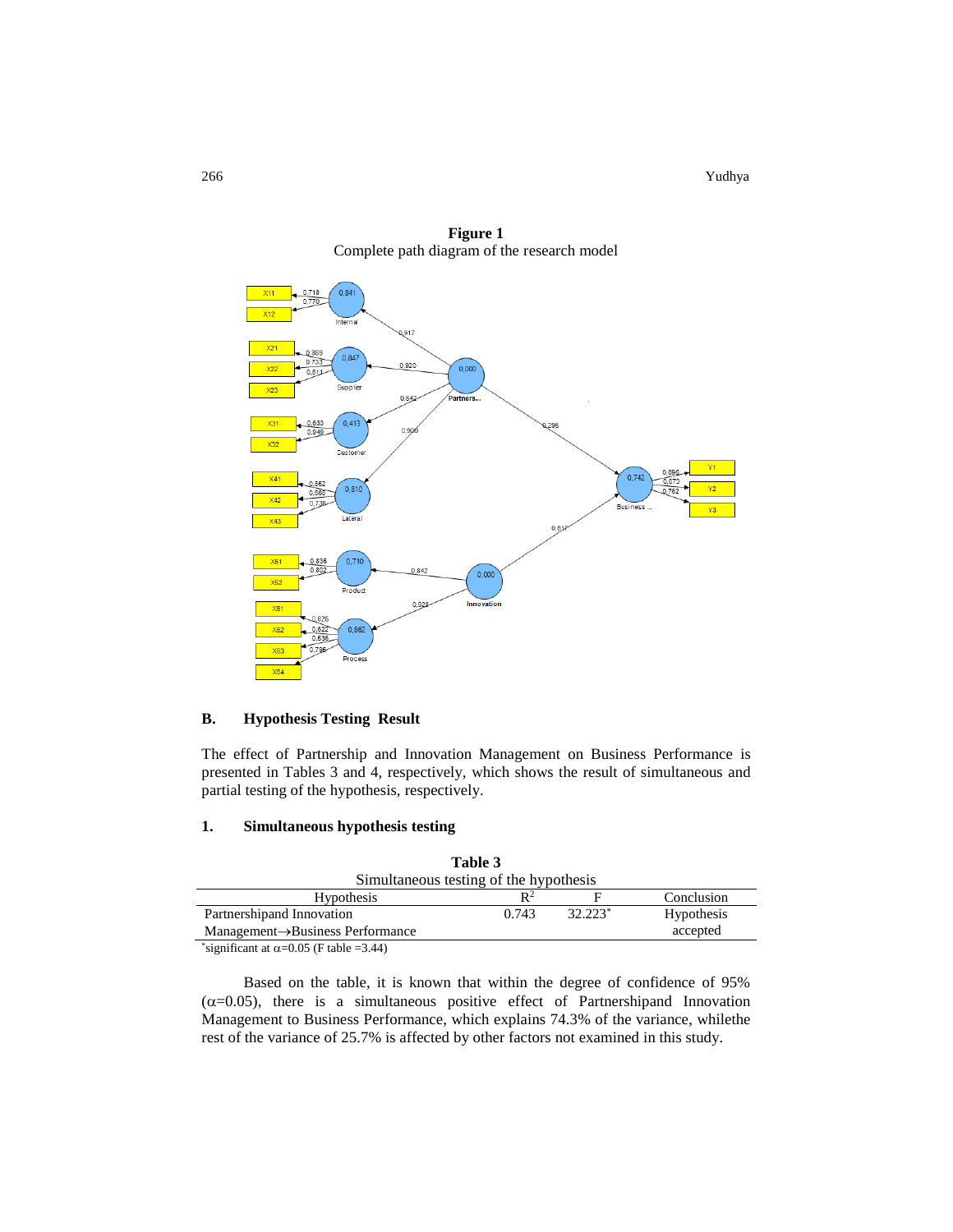**Figure 1**
Complete path diagram of the research model

## B. Hypothesis Testing Result

The effect of Partnership and Innovation Management on Business Performance is presented in Tables 3 and 4, respectively, which shows the result of simultaneous and partial testing of the hypothesis, respectively.

### 1. Simultaneous hypothesis testing

**Table 3**
Simultaneous testing of the hypothesis

| Hypothesis | $R^2$ | F | Conclusion |
|---|---|---|---|
| Partnershipand Innovation Management→Business Performance | 0.743 | 32.223* | Hypothesis accepted |

*significant at $\alpha$=0.05 (F table =3.44)

Based on the table, it is known that within the degree of confidence of 95% ($\alpha$=0.05), there is a simultaneous positive effect of Partnershipand Innovation Management to Business Performance, which explains 74.3% of the variance, whilethe rest of the variance of 25.7% is affected by other factors not examined in this study.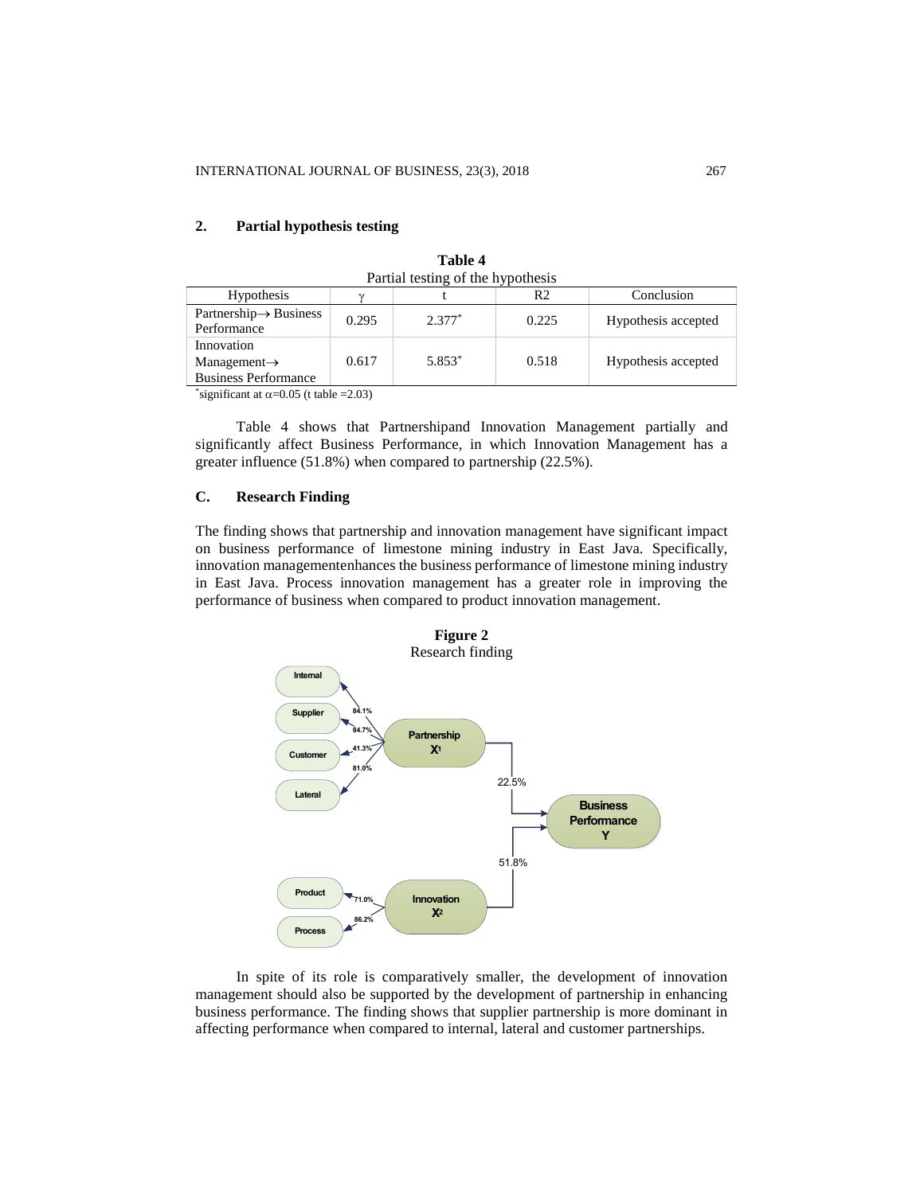## 2. Partial hypothesis testing

**Table 4**
Partial testing of the hypothesis

| Hypothesis | γ | t | R2 | Conclusion |
|---|---|---|---|---|
| Partnership→ Business Performance | 0.295 | 2.377* | 0.225 | Hypothesis accepted |
| Innovation Management→ Business Performance | 0.617 | 5.853* | 0.518 | Hypothesis accepted |

*significant at α=0.05 (t table =2.03)

Table 4 shows that Partnershipand Innovation Management partially and significantly affect Business Performance, in which Innovation Management has a greater influence (51.8%) when compared to partnership (22.5%).

## C. Research Finding

The finding shows that partnership and innovation management have significant impact on business performance of limestone mining industry in East Java. Specifically, innovation managementenhances the business performance of limestone mining industry in East Java. Process innovation management has a greater role in improving the performance of business when compared to product innovation management.

**Figure 2**
Research finding

In spite of its role is comparatively smaller, the development of innovation management should also be supported by the development of partnership in enhancing business performance. The finding shows that supplier partnership is more dominant in affecting performance when compared to internal, lateral and customer partnerships.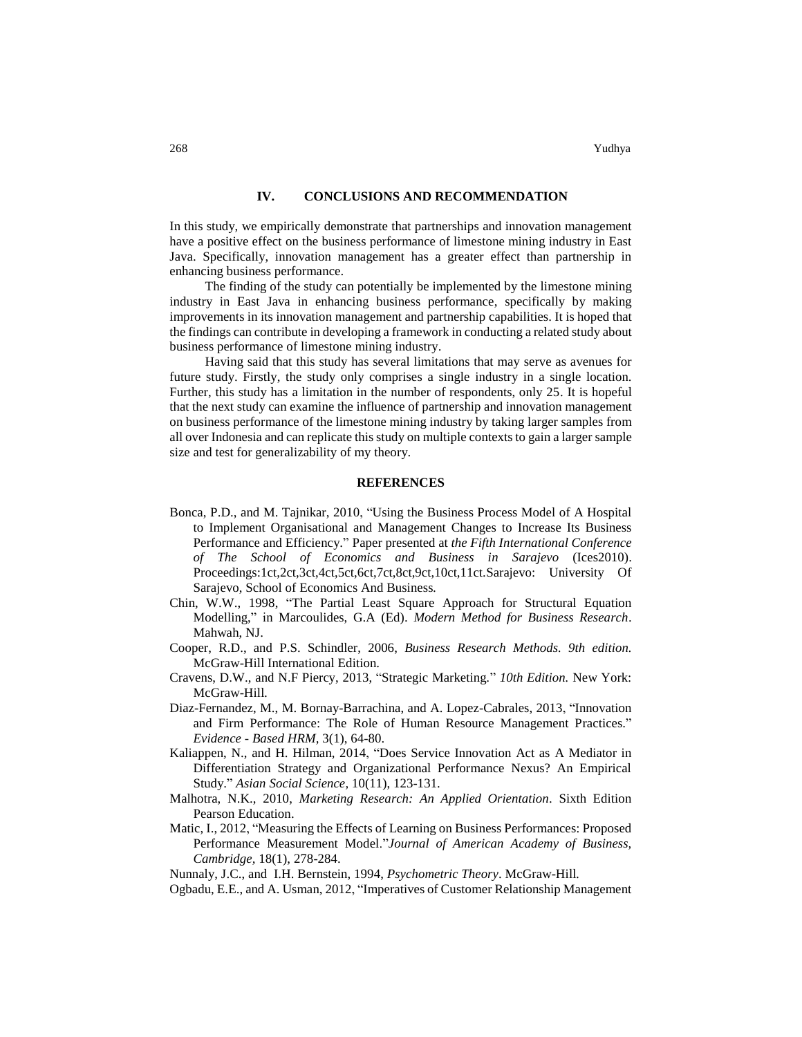## IV. CONCLUSIONS AND RECOMMENDATION

In this study, we empirically demonstrate that partnerships and innovation management have a positive effect on the business performance of limestone mining industry in East Java. Specifically, innovation management has a greater effect than partnership in enhancing business performance.

The finding of the study can potentially be implemented by the limestone mining industry in East Java in enhancing business performance, specifically by making improvements in its innovation management and partnership capabilities. It is hoped that the findings can contribute in developing a framework in conducting a related study about business performance of limestone mining industry.

Having said that this study has several limitations that may serve as avenues for future study. Firstly, the study only comprises a single industry in a single location. Further, this study has a limitation in the number of respondents, only 25. It is hopeful that the next study can examine the influence of partnership and innovation management on business performance of the limestone mining industry by taking larger samples from all over Indonesia and can replicate this study on multiple contexts to gain a larger sample size and test for generalizability of my theory.

## REFERENCES

Bonca, P.D., and M. Tajnikar, 2010, "Using the Business Process Model of A Hospital to Implement Organisational and Management Changes to Increase Its Business Performance and Efficiency." Paper presented at *the Fifth International Conference of The School of Economics and Business in Sarajevo* (Ices2010). Proceedings:1ct,2ct,3ct,4ct,5ct,6ct,7ct,8ct,9ct,10ct,11ct.Sarajevo: University Of Sarajevo, School of Economics And Business.

Chin, W.W., 1998, "The Partial Least Square Approach for Structural Equation Modelling," in Marcoulides, G.A (Ed). *Modern Method for Business Research*. Mahwah, NJ.

Cooper, R.D., and P.S. Schindler, 2006, *Business Research Methods. 9th edition.* McGraw-Hill International Edition.

Cravens, D.W., and N.F Piercy, 2013, "Strategic Marketing." *10th Edition.* New York: McGraw-Hill.

Diaz-Fernandez, M., M. Bornay-Barrachina, and A. Lopez-Cabrales, 2013, "Innovation and Firm Performance: The Role of Human Resource Management Practices." *Evidence - Based HRM*, 3(1), 64-80.

Kaliappen, N., and H. Hilman, 2014, "Does Service Innovation Act as A Mediator in Differentiation Strategy and Organizational Performance Nexus? An Empirical Study." *Asian Social Science*, 10(11), 123-131.

Malhotra, N.K., 2010, *Marketing Research: An Applied Orientation*. Sixth Edition Pearson Education.

Matic, I., 2012, "Measuring the Effects of Learning on Business Performances: Proposed Performance Measurement Model."*Journal of American Academy of Business, Cambridge*, 18(1), 278-284.

Nunnaly, J.C., and I.H. Bernstein, 1994, *Psychometric Theory*. McGraw-Hill.

Ogbadu, E.E., and A. Usman, 2012, "Imperatives of Customer Relationship Management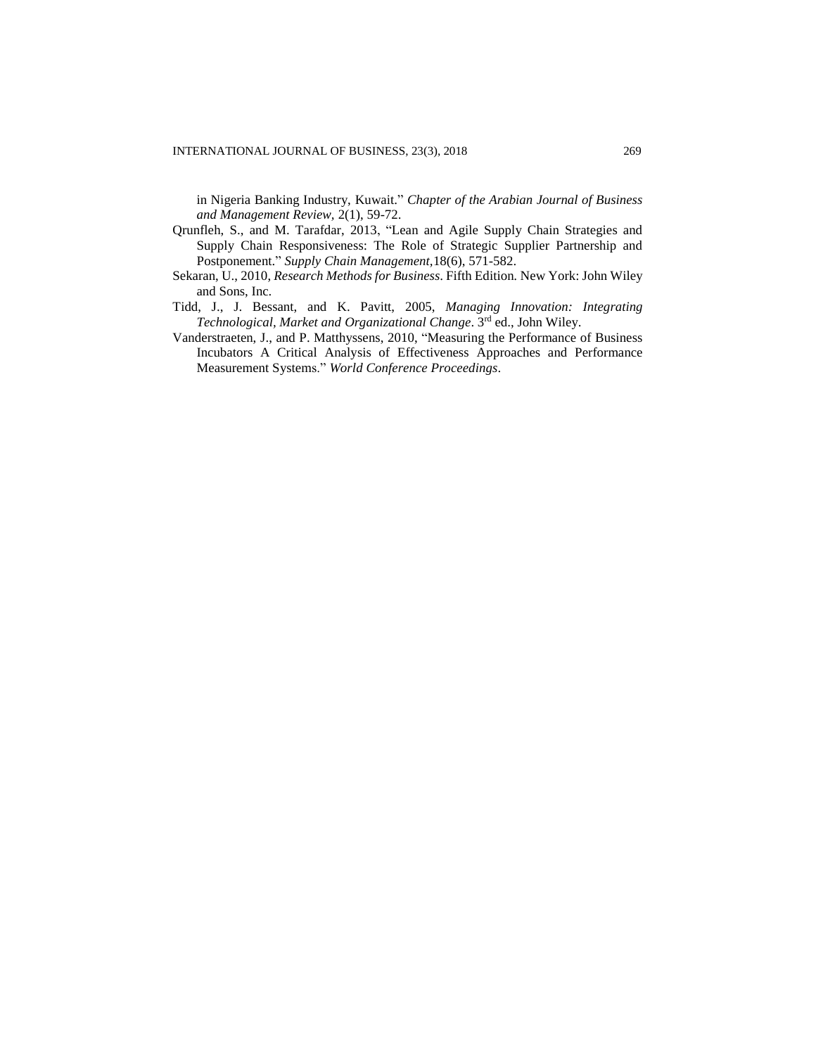in Nigeria Banking Industry, Kuwait." *Chapter of the Arabian Journal of Business and Management Review*, 2(1), 59-72.

Qrunfleh, S., and M. Tarafdar, 2013, "Lean and Agile Supply Chain Strategies and Supply Chain Responsiveness: The Role of Strategic Supplier Partnership and Postponement." *Supply Chain Management*,18(6), 571-582.

Sekaran, U., 2010, *Research Methods for Business*. Fifth Edition. New York: John Wiley and Sons, Inc.

Tidd, J., J. Bessant, and K. Pavitt, 2005, *Managing Innovation: Integrating Technological, Market and Organizational Change*. 3rd ed., John Wiley.

Vanderstraeten, J., and P. Matthyssens, 2010, "Measuring the Performance of Business Incubators A Critical Analysis of Effectiveness Approaches and Performance Measurement Systems." *World Conference Proceedings*.